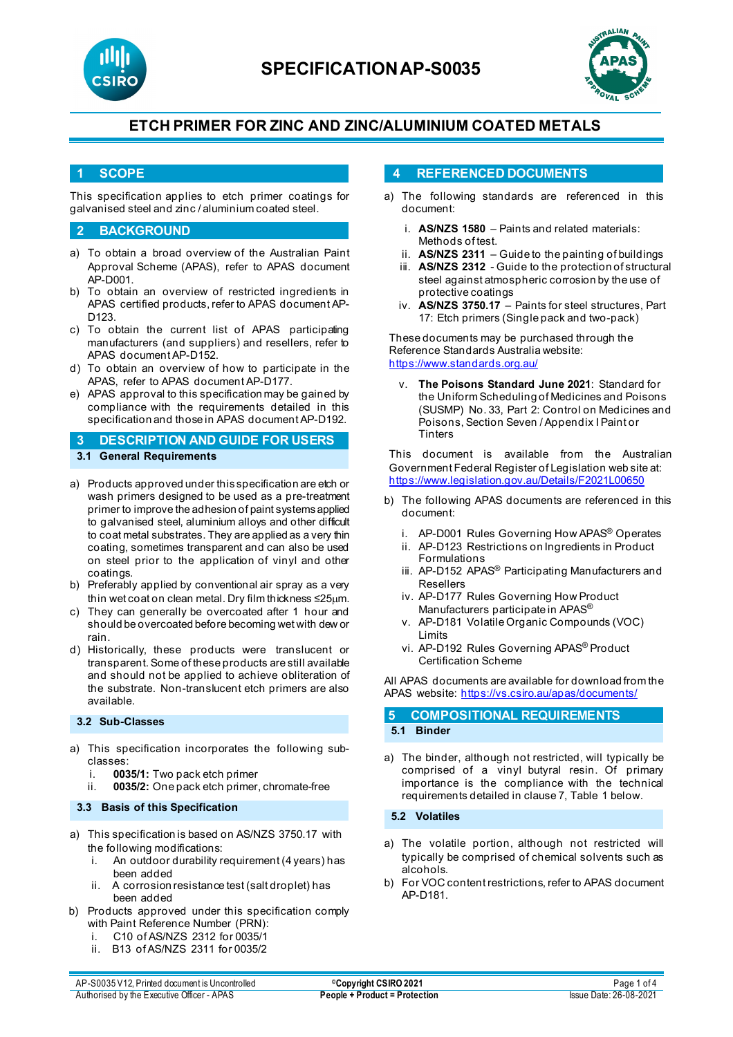# SPECIFICATION AP-S0035

## ETCH PRIMER FOR ZINC AND ZINC/ALUMINIUM COATED METALS

## 1 SCOPE

This specification applies to etch primer coatings for galvanised steel and zinc / aluminium coated steel.

## 2 BACKGROUND

a) To obtain a broad overview of the Australian Paint Approval Scheme (APAS), refer to APAS document AP-D001.
b) To obtain an overview of restricted ingredients in APAS certified products, refer to APAS document AP-D123.
c) To obtain the current list of APAS participating manufacturers (and suppliers) and resellers, refer to APAS document AP-D152.
d) To obtain an overview of how to participate in the APAS, refer to APAS document AP-D177.
e) APAS approval to this specification may be gained by compliance with the requirements detailed in this specification and those in APAS document AP-D192.

## 3 DESCRIPTION AND GUIDE FOR USERS

### 3.1 General Requirements

a) Products approved under this specification are etch or wash primers designed to be used as a pre-treatment primer to improve the adhesion of paint systems applied to galvanised steel, aluminium alloys and other difficult to coat metal substrates. They are applied as a very thin coating, sometimes transparent and can also be used on steel prior to the application of vinyl and other coatings.
b) Preferably applied by conventional air spray as a very thin wet coat on clean metal. Dry film thickness ≤25µm.
c) They can generally be overcoated after 1 hour and should be overcoated before becoming wet with dew or rain.
d) Historically, these products were translucent or transparent. Some of these products are still available and should not be applied to achieve obliteration of the substrate. Non-translucent etch primers are also available.

### 3.2 Sub-Classes

a) This specification incorporates the following sub-classes:
   i. **0035/1:** Two pack etch primer
   ii. **0035/2:** One pack etch primer, chromate-free

### 3.3 Basis of this Specification

a) This specification is based on AS/NZS 3750.17 with the following modifications:
   i. An outdoor durability requirement (4 years) has been added
   ii. A corrosion resistance test (salt droplet) has been added
b) Products approved under this specification comply with Paint Reference Number (PRN):
   i. C10 of AS/NZS 2312 for 0035/1
   ii. B13 of AS/NZS 2311 for 0035/2

## 4 REFERENCED DOCUMENTS

a) The following standards are referenced in this document:
   i. **AS/NZS 1580** – Paints and related materials: Methods of test.
   ii. **AS/NZS 2311** – Guide to the painting of buildings
   iii. **AS/NZS 2312** - Guide to the protection of structural steel against atmospheric corrosion by the use of protective coatings
   iv. **AS/NZS 3750.17** – Paints for steel structures, Part 17: Etch primers (Single pack and two-pack)

   These documents may be purchased through the Reference Standards Australia website: https://www.standards.org.au/

   v. **The Poisons Standard June 2021**: Standard for the Uniform Scheduling of Medicines and Poisons (SUSMP) No. 33, Part 2: Control on Medicines and Poisons, Section Seven / Appendix I Paint or Tinters

   This document is available from the Australian Government Federal Register of Legislation web site at: https://www.legislation.gov.au/Details/F2021L00650

b) The following APAS documents are referenced in this document:
   i. AP-D001 Rules Governing How APAS® Operates
   ii. AP-D123 Restrictions on Ingredients in Product Formulations
   iii. AP-D152 APAS® Participating Manufacturers and Resellers
   iv. AP-D177 Rules Governing How Product Manufacturers participate in APAS®
   v. AP-D181 Volatile Organic Compounds (VOC) Limits
   vi. AP-D192 Rules Governing APAS® Product Certification Scheme

All APAS documents are available for download from the APAS website: https://vs.csiro.au/apas/documents/

## 5 COMPOSITIONAL REQUIREMENTS

### 5.1 Binder

a) The binder, although not restricted, will typically be comprised of a vinyl butyral resin. Of primary importance is the compliance with the technical requirements detailed in clause 7, Table 1 below.

### 5.2 Volatiles

a) The volatile portion, although not restricted will typically be comprised of chemical solvents such as alcohols.
b) For VOC content restrictions, refer to APAS document AP-D181.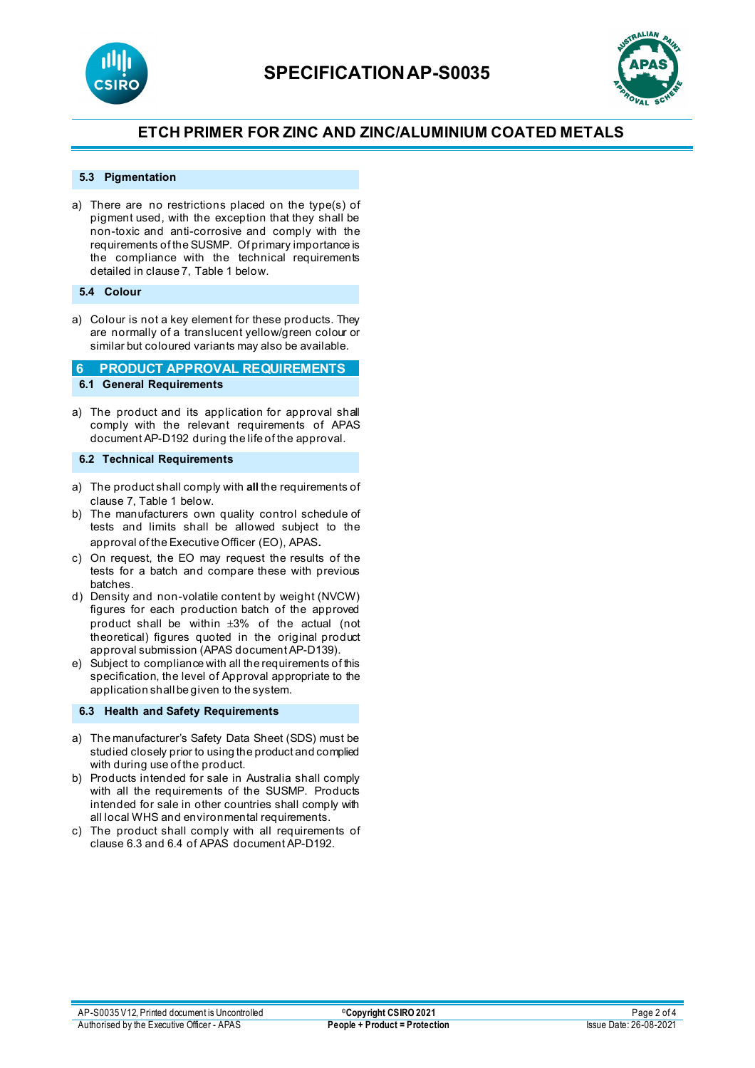### 5.3 Pigmentation

a) There are no restrictions placed on the type(s) of pigment used, with the exception that they shall be non-toxic and anti-corrosive and comply with the requirements of the SUSMP. Of primary importance is the compliance with the technical requirements detailed in clause 7, Table 1 below.

### 5.4 Colour

a) Colour is not a key element for these products. They are normally of a translucent yellow/green colour or similar but coloured variants may also be available.

## 6 PRODUCT APPROVAL REQUIREMENTS

### 6.1 General Requirements

a) The product and its application for approval shall comply with the relevant requirements of APAS document AP-D192 during the life of the approval.

### 6.2 Technical Requirements

a) The product shall comply with **all** the requirements of clause 7, Table 1 below.
b) The manufacturers own quality control schedule of tests and limits shall be allowed subject to the approval of the Executive Officer (EO), APAS.
c) On request, the EO may request the results of the tests for a batch and compare these with previous batches.
d) Density and non-volatile content by weight (NVCW) figures for each production batch of the approved product shall be within ±3% of the actual (not theoretical) figures quoted in the original product approval submission (APAS document AP-D139).
e) Subject to compliance with all the requirements of this specification, the level of Approval appropriate to the application shall be given to the system.

### 6.3 Health and Safety Requirements

a) The manufacturer's Safety Data Sheet (SDS) must be studied closely prior to using the product and complied with during use of the product.
b) Products intended for sale in Australia shall comply with all the requirements of the SUSMP. Products intended for sale in other countries shall comply with all local WHS and environmental requirements.
c) The product shall comply with all requirements of clause 6.3 and 6.4 of APAS document AP-D192.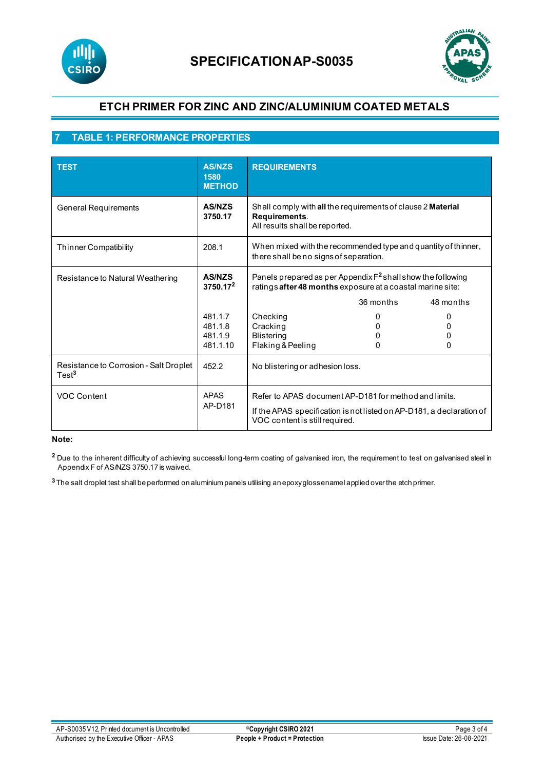## 7 TABLE 1: PERFORMANCE PROPERTIES

| TEST | AS/NZS 1580 METHOD | REQUIREMENTS | | |
|---|---|---|---|---|
| General Requirements | **AS/NZS 3750.17** | Shall comply with **all** the requirements of clause 2 **Material Requirements**. All results shall be reported. | | |
| Thinner Compatibility | 208.1 | When mixed with the recommended type and quantity of thinner, there shall be no signs of separation. | | |
| Resistance to Natural Weathering | **AS/NZS 3750.17**[2] | Panels prepared as per Appendix F[2] shall show the following ratings **after 48 months** exposure at a coastal marine site: | | |
| | | | 36 months | 48 months |
| | 481.1.7 | Checking | 0 | 0 |
| | 481.1.8 | Cracking | 0 | 0 |
| | 481.1.9 | Blistering | 0 | 0 |
| | 481.1.10 | Flaking & Peeling | 0 | 0 |
| Resistance to Corrosion - Salt Droplet Test[3] | 452.2 | No blistering or adhesion loss. | | |
| VOC Content | APAS AP-D181 | Refer to APAS document AP-D181 for method and limits. If the APAS specification is not listed on AP-D181, a declaration of VOC content is still required. | | |

**Note:**

[2] Due to the inherent difficulty of achieving successful long-term coating of galvanised iron, the requirement to test on galvanised steel in Appendix F of AS/NZS 3750.17 is waived.

[3] The salt droplet test shall be performed on aluminium panels utilising an epoxy gloss enamel applied over the etch primer.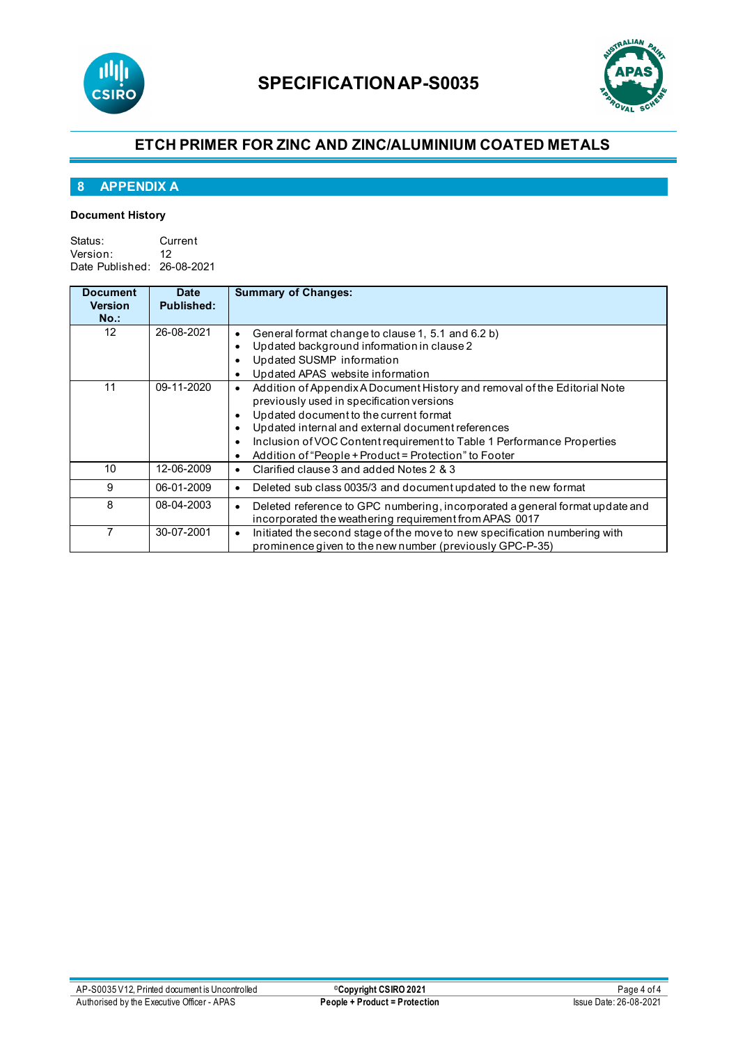## 8 APPENDIX A

**Document History**

Status: Current
Version: 12
Date Published: 26-08-2021

| Document Version No.: | Date Published: | Summary of Changes: |
|---|---|---|
| 12 | 26-08-2021 | • General format change to clause 1, 5.1 and 6.2 b)<br>• Updated background information in clause 2<br>• Updated SUSMP information<br>• Updated APAS website information |
| 11 | 09-11-2020 | • Addition of Appendix A Document History and removal of the Editorial Note previously used in specification versions<br>• Updated document to the current format<br>• Updated internal and external document references<br>• Inclusion of VOC Content requirement to Table 1 Performance Properties<br>• Addition of "People + Product = Protection" to Footer |
| 10 | 12-06-2009 | • Clarified clause 3 and added Notes 2 & 3 |
| 9 | 06-01-2009 | • Deleted sub class 0035/3 and document updated to the new format |
| 8 | 08-04-2003 | • Deleted reference to GPC numbering, incorporated a general format update and incorporated the weathering requirement from APAS 0017 |
| 7 | 30-07-2001 | • Initiated the second stage of the move to new specification numbering with prominence given to the new number (previously GPC-P-35) |